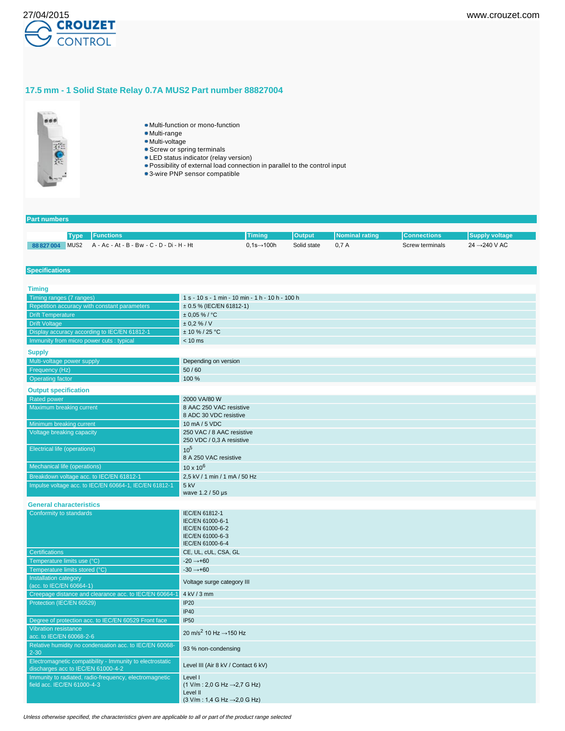# 17.5 mm - 1 Solid State Relay 0.7A MUS2 Part number 88827004

- Multi-function or mono-function
- Multi-range
- Multi-voltage
- Screw or spring terminals
- LED status indicator (relay version)
- Possibility of external load connection in parallel to the control input
- 3-wire PNP sensor compatible

## Part numbers

| | Type | Functions | Timing | Output | Nominal rating | Connections | Supply voltage |
|---|---|---|---|---|---|---|---|
| 88 827 004 | MUS2 | A - Ac - At - B - Bw - C - D - Di - H - Ht | 0,1s→100h | Solid state | 0,7 A | Screw terminals | 24 →240 V AC |

## Specifications

### Timing

| | |
|---|---|
| Timing ranges (7 ranges) | 1 s - 10 s - 1 min - 10 min - 1 h - 10 h - 100 h |
| Repetition accuracy with constant parameters | ± 0.5 % (IEC/EN 61812-1) |
| Drift Temperature | ± 0,05 % / °C |
| Drift Voltage | ± 0,2 % / V |
| Display accuracy according to IEC/EN 61812-1 | ± 10 % / 25 °C |
| Immunity from micro power cuts : typical | < 10 ms |

### Supply

| | |
|---|---|
| Multi-voltage power supply | Depending on version |
| Frequency (Hz) | 50 / 60 |
| Operating factor | 100 % |

### Output specification

| | |
|---|---|
| Rated power | 2000 VA/80 W |
| Maximum breaking current | 8 AAC 250 VAC resistive<br>8 ADC 30 VDC resistive |
| Minimum breaking current | 10 mA / 5 VDC |
| Voltage breaking capacity | 250 VAC / 8 AAC resistive<br>250 VDC / 0,3 A resistive |
| Electrical life (operations) | $10^5$<br>8 A 250 VAC resistive |
| Mechanical life (operations) | $10 \times 10^6$ |
| Breakdown voltage acc. to IEC/EN 61812-1 | 2,5 kV / 1 min / 1 mA / 50 Hz |
| Impulse voltage acc. to IEC/EN 60664-1, IEC/EN 61812-1 | 5 kV<br>wave 1.2 / 50 µs |

### General characteristics

| | |
|---|---|
| Conformity to standards | IEC/EN 61812-1<br>IEC/EN 61000-6-1<br>IEC/EN 61000-6-2<br>IEC/EN 61000-6-3<br>IEC/EN 61000-6-4 |
| Certifications | CE, UL, cUL, CSA, GL |
| Temperature limits use (°C) | -20 →+60 |
| Temperature limits stored (°C) | -30 →+60 |
| Installation category (acc. to IEC/EN 60664-1) | Voltage surge category III |
| Creepage distance and clearance acc. to IEC/EN 60664-1 | 4 kV / 3 mm |
| Protection (IEC/EN 60529) | IP20<br>IP40 |
| Degree of protection acc. to IEC/EN 60529 Front face | IP50 |
| Vibration resistance acc. to IEC/EN 60068-2-6 | 20 $m/s^2$ 10 Hz →150 Hz |
| Relative humidity no condensation acc. to IEC/EN 60068-2-30 | 93 % non-condensing |
| Electromagnetic compatibility - Immunity to electrostatic discharges acc to IEC/EN 61000-4-2 | Level III (Air 8 kV / Contact 6 kV) |
| Immunity to radiated, radio-frequency, electromagnetic field acc. IEC/EN 61000-4-3 | Level I<br>(1 V/m : 2,0 G Hz →2,7 G Hz)<br>Level II<br>(3 V/m : 1,4 G Hz →2,0 G Hz) |

*Unless otherwise specified, the characteristics given are applicable to all or part of the product range selected*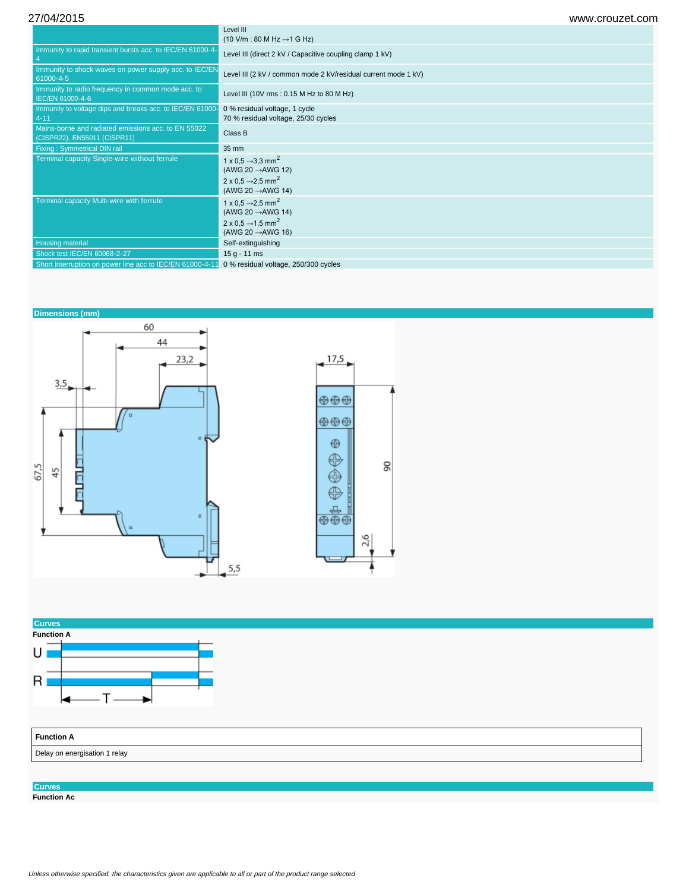| | |
|---|---|
| | Level III (10 V/m : 80 M Hz →1 G Hz) |
| Immunity to rapid transient bursts acc. to IEC/EN 61000-4-4 | Level III (direct 2 kV / Capacitive coupling clamp 1 kV) |
| Immunity to shock waves on power supply acc. to IEC/EN 61000-4-5 | Level III (2 kV / common mode 2 kV/residual current mode 1 kV) |
| Immunity to radio frequency in common mode acc. to IEC/EN 61000-4-6 | Level III (10V rms : 0.15 M Hz to 80 M Hz) |
| Immunity to voltage dips and breaks acc. to IEC/EN 61000-4-11 | 0 % residual voltage, 1 cycle<br>70 % residual voltage, 25/30 cycles |
| Mains-borne and radiated emissions acc. to EN 55022 (CISPR22), EN55011 (CISPR11) | Class B |
| Fixing : Symmetrical DIN rail | 35 mm |
| Terminal capacity Single-wire without ferrule | 1 x 0,5 →3,3 mm$^2$<br>(AWG 20 →AWG 12)<br>2 x 0,5 →2,5 mm$^2$<br>(AWG 20 →AWG 14) |
| Terminal capacity Multi-wire with ferrule | 1 x 0,5 →2,5 mm$^2$<br>(AWG 20 →AWG 14)<br>2 x 0,5 →1,5 mm$^2$<br>(AWG 20 →AWG 16) |
| Housing material | Self-extinguishing |
| Shock test IEC/EN 60068-2-27 | 15 g - 11 ms |
| Short interruption on power line acc to IEC/EN 61000-4-11 | 0 % residual voltage, 250/300 cycles |

## Dimensions (mm)

## Curves

**Function A**

| Function A |
|---|
| Delay on energisation 1 relay |

## Curves

**Function Ac**

*Unless otherwise specified, the characteristics given are applicable to all or part of the product range selected*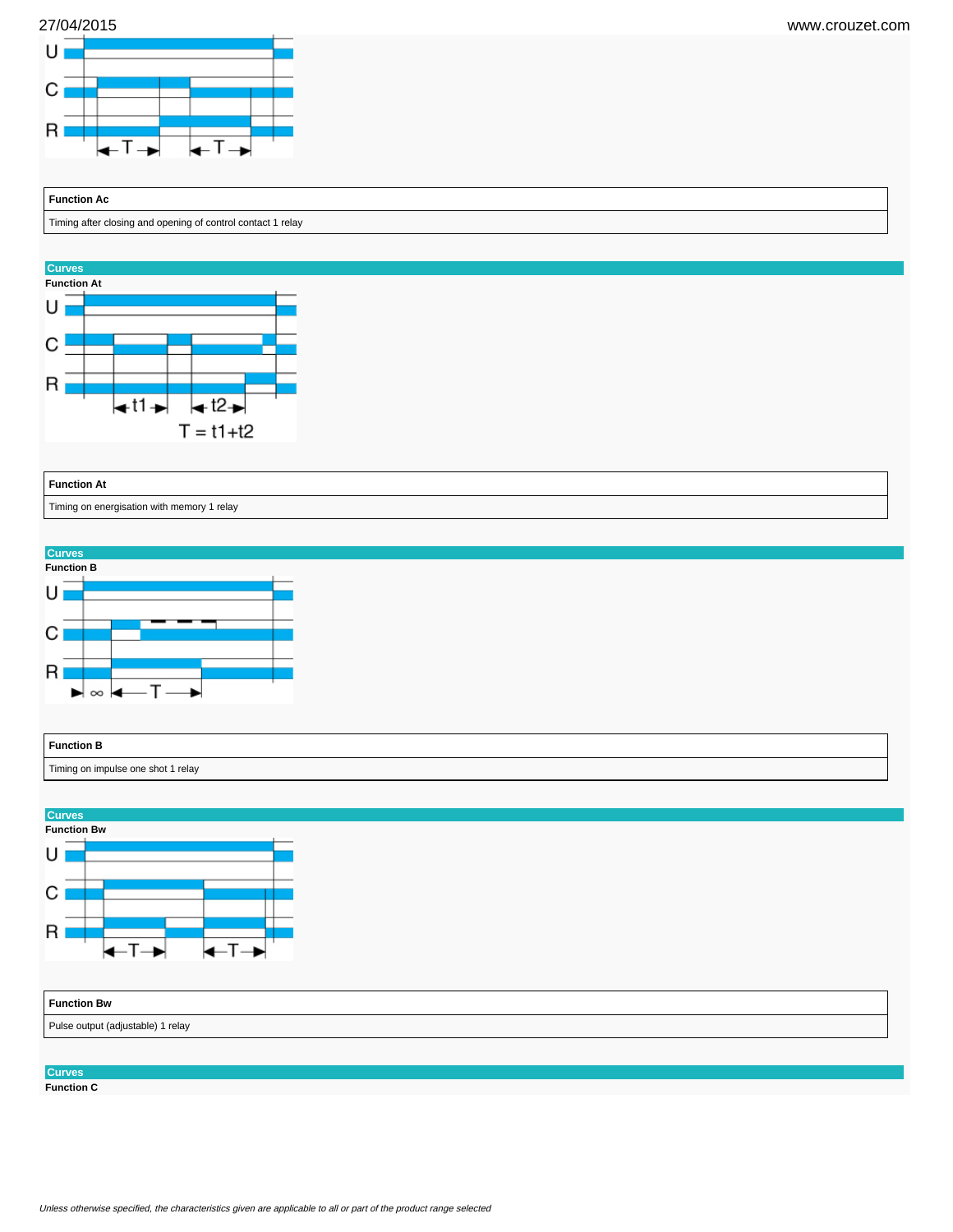| Function Ac |
|---|
| Timing after closing and opening of control contact 1 relay |

## Curves

**Function At**

| Function At |
|---|
| Timing on energisation with memory 1 relay |

## Curves

**Function B**

| Function B |
|---|
| Timing on impulse one shot 1 relay |

## Curves

**Function Bw**

| Function Bw |
|---|
| Pulse output (adjustable) 1 relay |

## Curves

**Function C**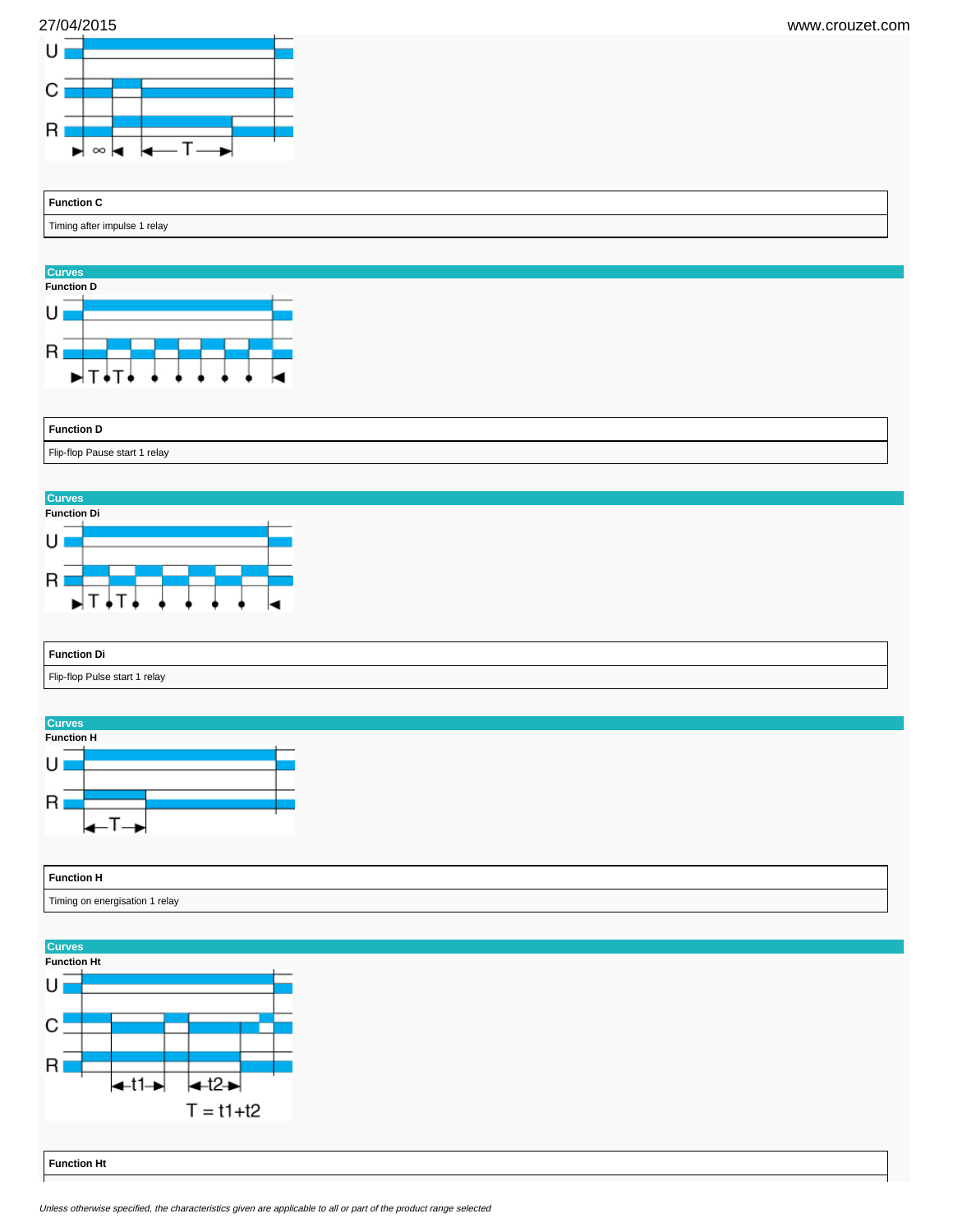| Function C |
| --- |
| Timing after impulse 1 relay |

## Curves

**Function D**

| Function D |
| --- |
| Flip-flop Pause start 1 relay |

## Curves

**Function Di**

| Function Di |
| --- |
| Flip-flop Pulse start 1 relay |

## Curves

**Function H**

| Function H |
| --- |
| Timing on energisation 1 relay |

## Curves

**Function Ht**

| Function Ht |
| --- |

*Unless otherwise specified, the characteristics given are applicable to all or part of the product range selected*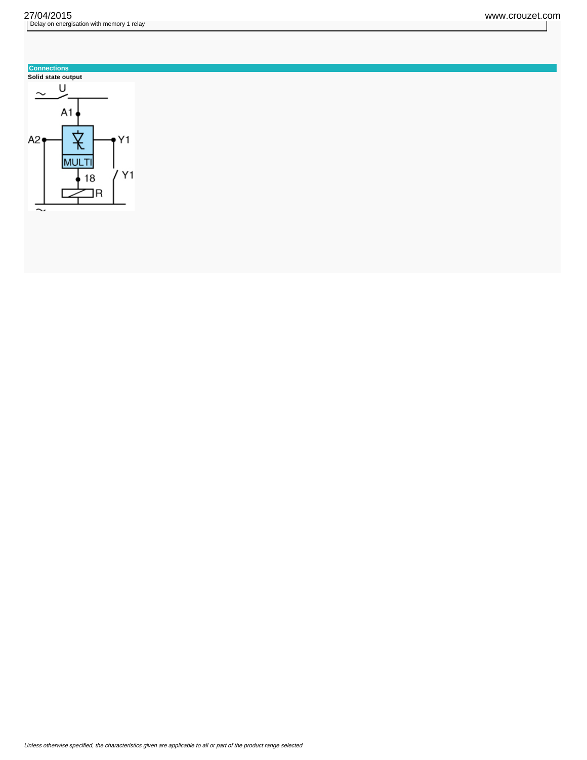Delay on energisation with memory 1 relay

## Connections

**Solid state output**

~
U
A1
A2
Y1
MULTI
18
Y1
R
~

*Unless otherwise specified, the characteristics given are applicable to all or part of the product range selected*